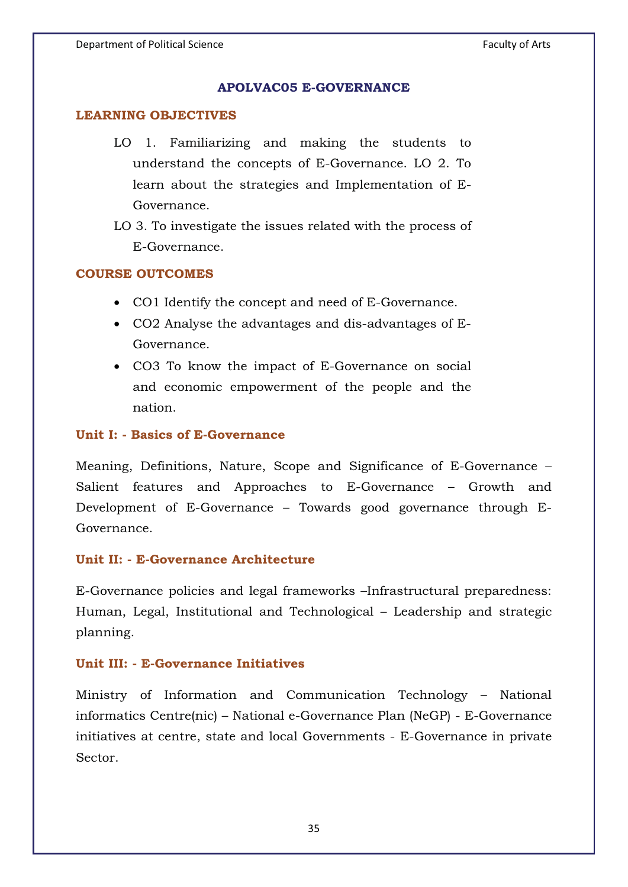## APOLVAC05 E-GOVERNANCE

### LEARNING OBJECTIVES

LO 1. Familiarizing and making the students to understand the concepts of E-Governance. LO 2. To learn about the strategies and Implementation of E-Governance.

LO 3. To investigate the issues related with the process of E-Governance.

### COURSE OUTCOMES

- CO1 Identify the concept and need of E-Governance.
- CO2 Analyse the advantages and dis-advantages of E-Governance.
- CO3 To know the impact of E-Governance on social and economic empowerment of the people and the nation.

### Unit I: - Basics of E-Governance

Meaning, Definitions, Nature, Scope and Significance of E-Governance – Salient features and Approaches to E-Governance – Growth and Development of E-Governance – Towards good governance through E-Governance.

### Unit II: - E-Governance Architecture

E-Governance policies and legal frameworks –Infrastructural preparedness: Human, Legal, Institutional and Technological – Leadership and strategic planning.

### Unit III: - E-Governance Initiatives

Ministry of Information and Communication Technology – National informatics Centre(nic) – National e-Governance Plan (NeGP) - E-Governance initiatives at centre, state and local Governments - E-Governance in private Sector.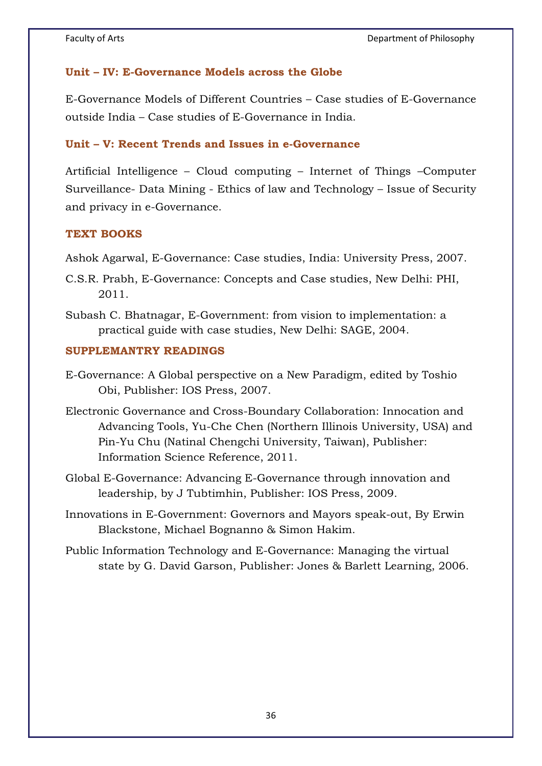### Unit – IV: E-Governance Models across the Globe

E-Governance Models of Different Countries – Case studies of E-Governance outside India – Case studies of E-Governance in India.

### Unit – V: Recent Trends and Issues in e-Governance

Artificial Intelligence – Cloud computing – Internet of Things –Computer Surveillance- Data Mining - Ethics of law and Technology – Issue of Security and privacy in e-Governance.

### TEXT BOOKS

Ashok Agarwal, E-Governance: Case studies, India: University Press, 2007.

C.S.R. Prabh, E-Governance: Concepts and Case studies, New Delhi: PHI, 2011.

Subash C. Bhatnagar, E-Government: from vision to implementation: a practical guide with case studies, New Delhi: SAGE, 2004.

### SUPPLEMANTRY READINGS

E-Governance: A Global perspective on a New Paradigm, edited by Toshio Obi, Publisher: IOS Press, 2007.

Electronic Governance and Cross-Boundary Collaboration: Innocation and Advancing Tools, Yu-Che Chen (Northern Illinois University, USA) and Pin-Yu Chu (Natinal Chengchi University, Taiwan), Publisher: Information Science Reference, 2011.

Global E-Governance: Advancing E-Governance through innovation and leadership, by J Tubtimhin, Publisher: IOS Press, 2009.

Innovations in E-Government: Governors and Mayors speak-out, By Erwin Blackstone, Michael Bognanno & Simon Hakim.

Public Information Technology and E-Governance: Managing the virtual state by G. David Garson, Publisher: Jones & Barlett Learning, 2006.